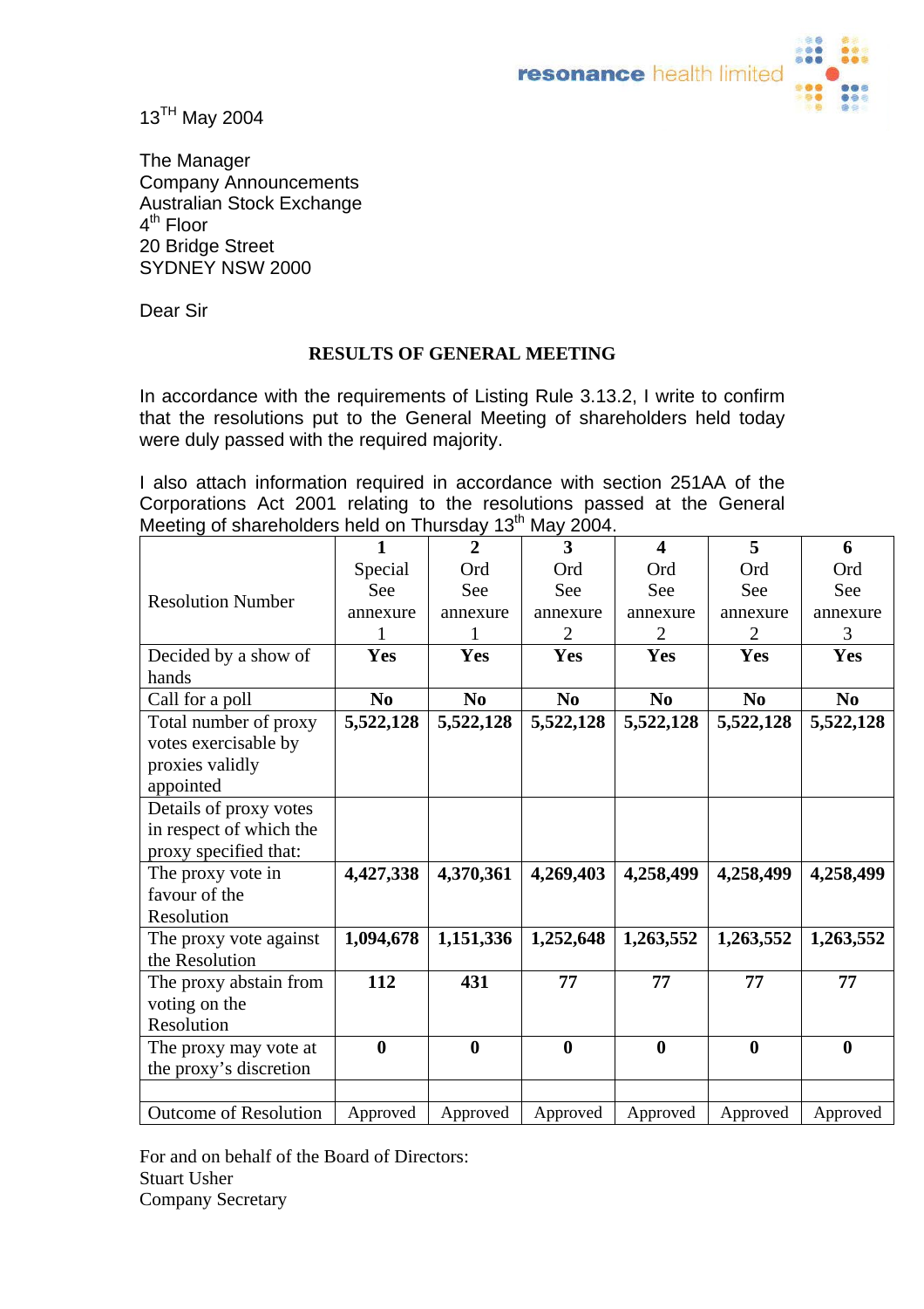resonance health limited

13[TH] May 2004

The Manager
Company Announcements
Australian Stock Exchange
4[th] Floor
20 Bridge Street
SYDNEY NSW 2000

Dear Sir

**RESULTS OF GENERAL MEETING**

In accordance with the requirements of Listing Rule 3.13.2, I write to confirm that the resolutions put to the General Meeting of shareholders held today were duly passed with the required majority.

I also attach information required in accordance with section 251AA of the Corporations Act 2001 relating to the resolutions passed at the General Meeting of shareholders held on Thursday 13[th] May 2004.

| Resolution Number | **1** Special See annexure 1 | **2** Ord See annexure 1 | **3** Ord See annexure 2 | **4** Ord See annexure 2 | **5** Ord See annexure 2 | **6** Ord See annexure 3 |
|---|---|---|---|---|---|---|
| Decided by a show of hands | **Yes** | **Yes** | **Yes** | **Yes** | **Yes** | **Yes** |
| Call for a poll | **No** | **No** | **No** | **No** | **No** | **No** |
| Total number of proxy votes exercisable by proxies validly appointed | **5,522,128** | **5,522,128** | **5,522,128** | **5,522,128** | **5,522,128** | **5,522,128** |
| Details of proxy votes in respect of which the proxy specified that: | | | | | | |
| The proxy vote in favour of the Resolution | **4,427,338** | **4,370,361** | **4,269,403** | **4,258,499** | **4,258,499** | **4,258,499** |
| The proxy vote against the Resolution | **1,094,678** | **1,151,336** | **1,252,648** | **1,263,552** | **1,263,552** | **1,263,552** |
| The proxy abstain from voting on the Resolution | **112** | **431** | **77** | **77** | **77** | **77** |
| The proxy may vote at the proxy's discretion | **0** | **0** | **0** | **0** | **0** | **0** |
| | | | | | | |
| Outcome of Resolution | Approved | Approved | Approved | Approved | Approved | Approved |

For and on behalf of the Board of Directors:
Stuart Usher
Company Secretary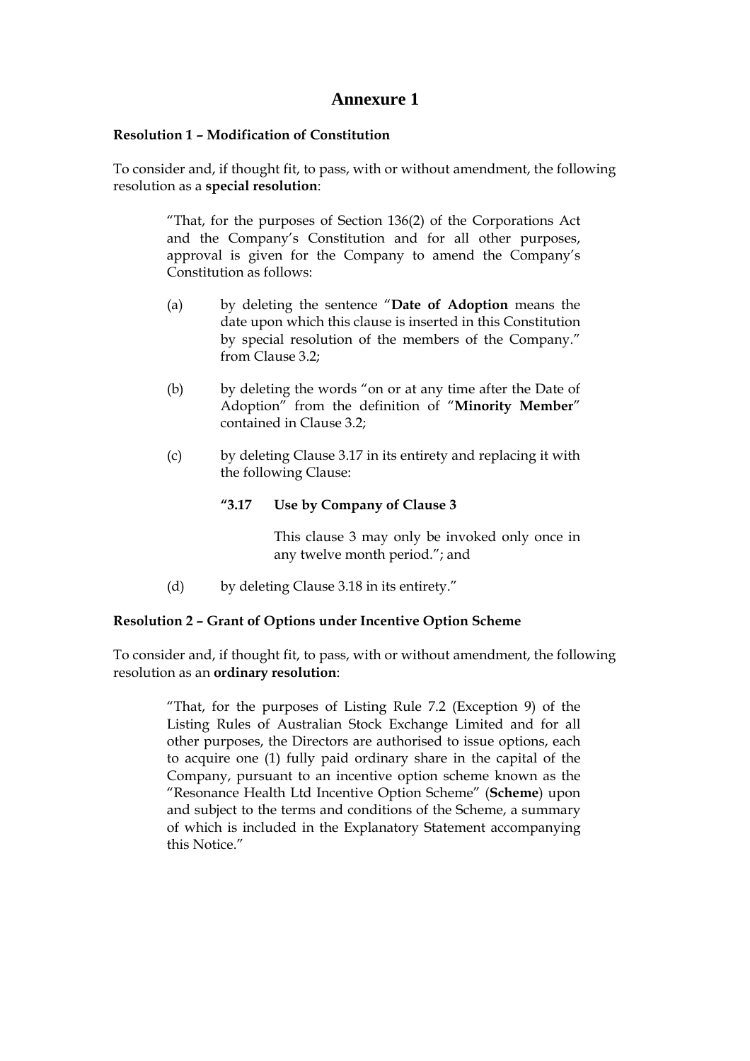# Annexure 1

**Resolution 1 – Modification of Constitution**

To consider and, if thought fit, to pass, with or without amendment, the following resolution as a **special resolution**:

> "That, for the purposes of Section 136(2) of the Corporations Act and the Company's Constitution and for all other purposes, approval is given for the Company to amend the Company's Constitution as follows:
>
> (a) by deleting the sentence "**Date of Adoption** means the date upon which this clause is inserted in this Constitution by special resolution of the members of the Company." from Clause 3.2;
>
> (b) by deleting the words "on or at any time after the Date of Adoption" from the definition of "**Minority Member**" contained in Clause 3.2;
>
> (c) by deleting Clause 3.17 in its entirety and replacing it with the following Clause:
>
> **"3.17 Use by Company of Clause 3**
>
> This clause 3 may only be invoked only once in any twelve month period."; and
>
> (d) by deleting Clause 3.18 in its entirety."

**Resolution 2 – Grant of Options under Incentive Option Scheme**

To consider and, if thought fit, to pass, with or without amendment, the following resolution as an **ordinary resolution**:

> "That, for the purposes of Listing Rule 7.2 (Exception 9) of the Listing Rules of Australian Stock Exchange Limited and for all other purposes, the Directors are authorised to issue options, each to acquire one (1) fully paid ordinary share in the capital of the Company, pursuant to an incentive option scheme known as the "Resonance Health Ltd Incentive Option Scheme" (**Scheme**) upon and subject to the terms and conditions of the Scheme, a summary of which is included in the Explanatory Statement accompanying this Notice."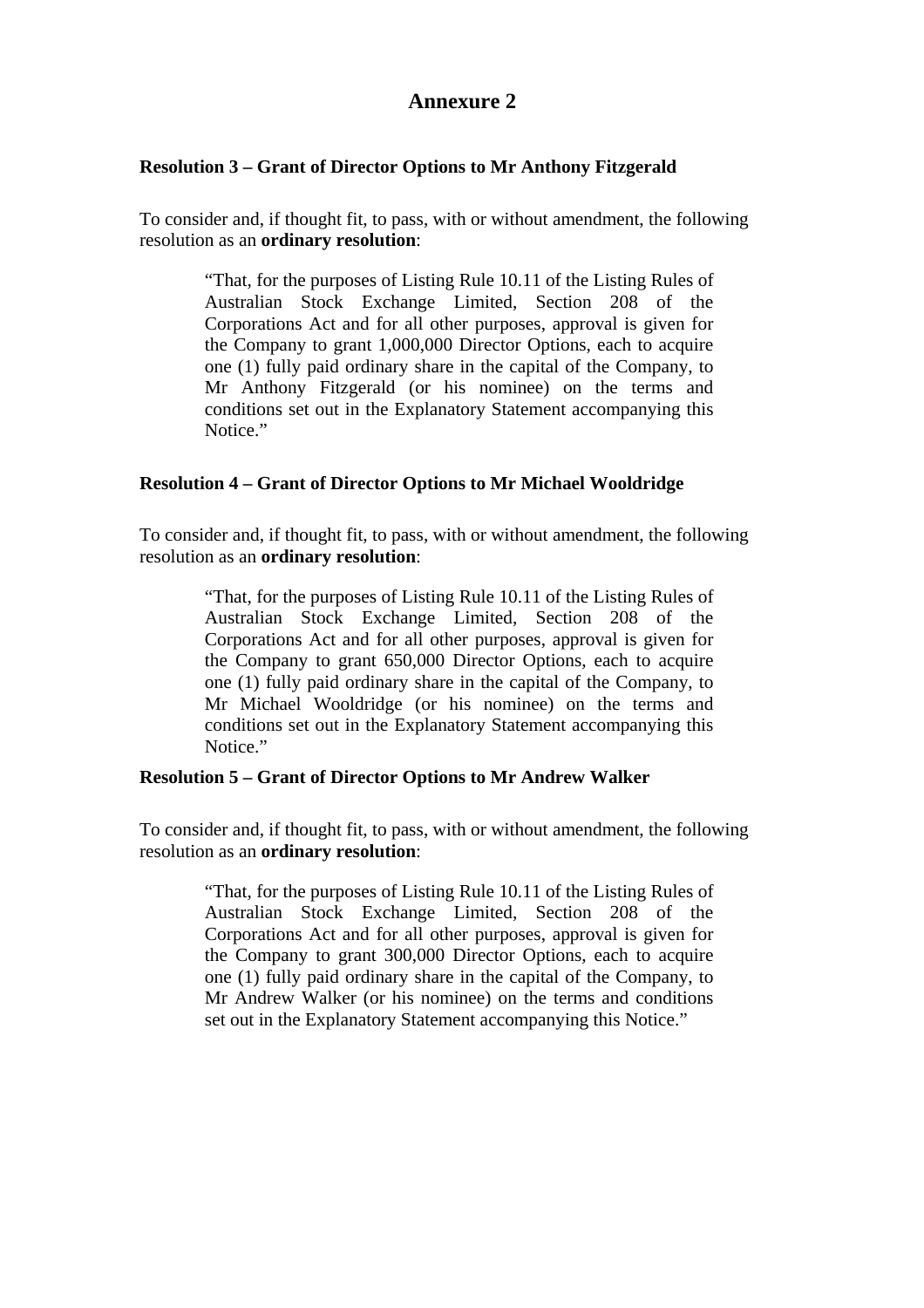# Annexure 2

**Resolution 3 – Grant of Director Options to Mr Anthony Fitzgerald**

To consider and, if thought fit, to pass, with or without amendment, the following resolution as an **ordinary resolution**:

> "That, for the purposes of Listing Rule 10.11 of the Listing Rules of Australian Stock Exchange Limited, Section 208 of the Corporations Act and for all other purposes, approval is given for the Company to grant 1,000,000 Director Options, each to acquire one (1) fully paid ordinary share in the capital of the Company, to Mr Anthony Fitzgerald (or his nominee) on the terms and conditions set out in the Explanatory Statement accompanying this Notice."

**Resolution 4 – Grant of Director Options to Mr Michael Wooldridge**

To consider and, if thought fit, to pass, with or without amendment, the following resolution as an **ordinary resolution**:

> "That, for the purposes of Listing Rule 10.11 of the Listing Rules of Australian Stock Exchange Limited, Section 208 of the Corporations Act and for all other purposes, approval is given for the Company to grant 650,000 Director Options, each to acquire one (1) fully paid ordinary share in the capital of the Company, to Mr Michael Wooldridge (or his nominee) on the terms and conditions set out in the Explanatory Statement accompanying this Notice."

**Resolution 5 – Grant of Director Options to Mr Andrew Walker**

To consider and, if thought fit, to pass, with or without amendment, the following resolution as an **ordinary resolution**:

> "That, for the purposes of Listing Rule 10.11 of the Listing Rules of Australian Stock Exchange Limited, Section 208 of the Corporations Act and for all other purposes, approval is given for the Company to grant 300,000 Director Options, each to acquire one (1) fully paid ordinary share in the capital of the Company, to Mr Andrew Walker (or his nominee) on the terms and conditions set out in the Explanatory Statement accompanying this Notice."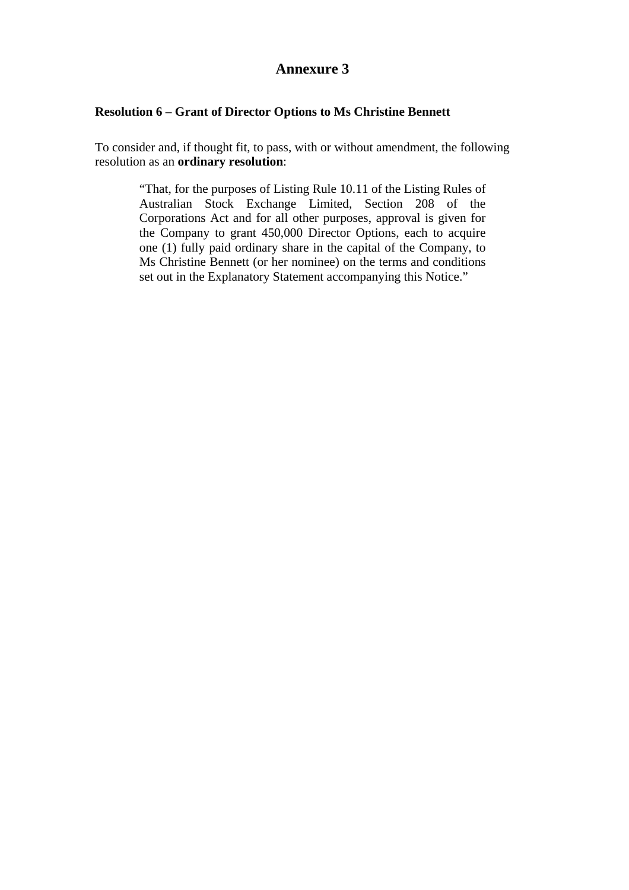# Annexure 3

**Resolution 6 – Grant of Director Options to Ms Christine Bennett**

To consider and, if thought fit, to pass, with or without amendment, the following resolution as an **ordinary resolution**:

> "That, for the purposes of Listing Rule 10.11 of the Listing Rules of Australian Stock Exchange Limited, Section 208 of the Corporations Act and for all other purposes, approval is given for the Company to grant 450,000 Director Options, each to acquire one (1) fully paid ordinary share in the capital of the Company, to Ms Christine Bennett (or her nominee) on the terms and conditions set out in the Explanatory Statement accompanying this Notice."